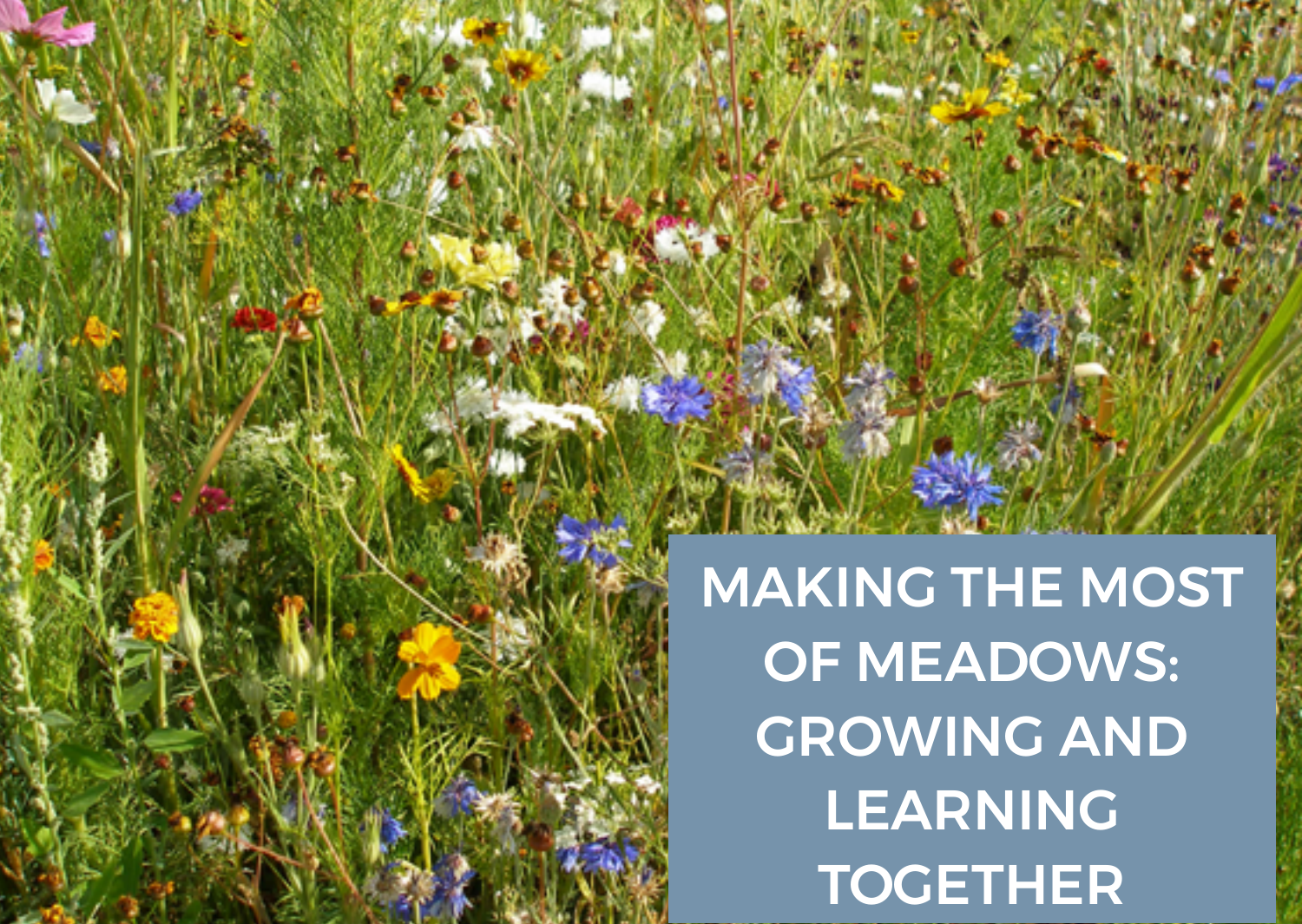# MAKING THE MOST OF MEADOWS: GROWING AND LEARNING TOGETHER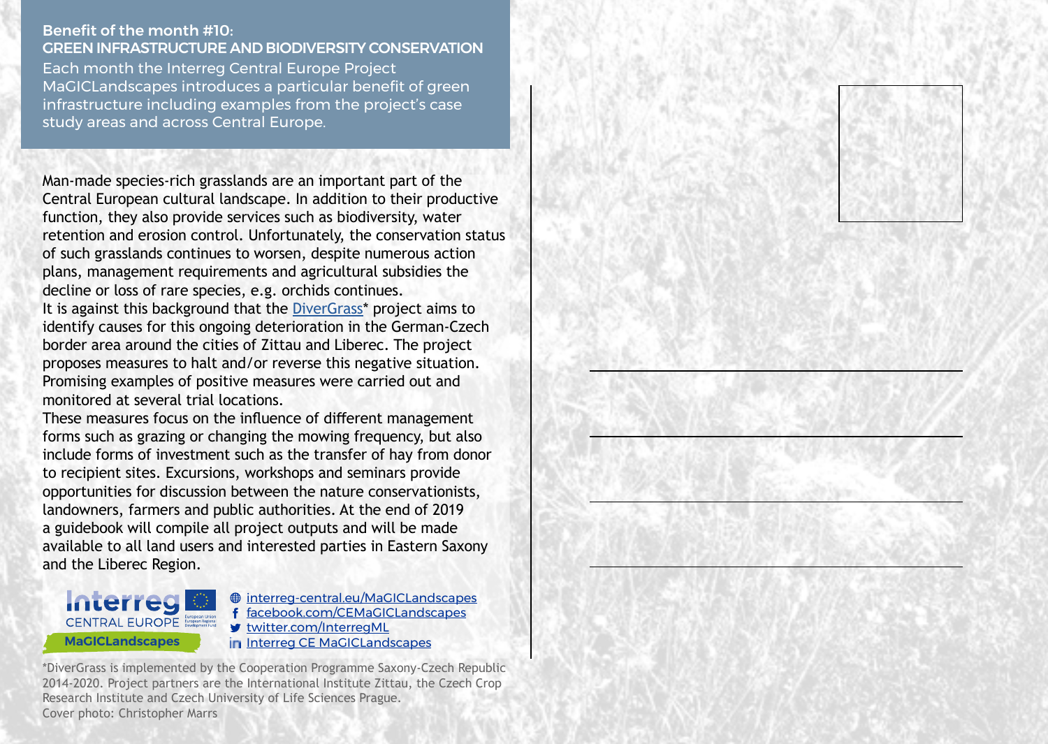**Benefit of the month #10:**

## GREEN INFRASTRUCTURE AND BIODIVERSITY CONSERVATION

Each month the Interreg Central Europe Project MaGICLandscapes introduces a particular benefit of green infrastructure including examples from the project's case study areas and across Central Europe.

Man-made species-rich grasslands are an important part of the Central European cultural landscape. In addition to their productive function, they also provide services such as biodiversity, water retention and erosion control. Unfortunately, the conservation status of such grasslands continues to worsen, despite numerous action plans, management requirements and agricultural subsidies the decline or loss of rare species, e.g. orchids continues.
It is against this background that the [DiverGrass]* project aims to identify causes for this ongoing deterioration in the German-Czech border area around the cities of Zittau and Liberec. The project proposes measures to halt and/or reverse this negative situation. Promising examples of positive measures were carried out and monitored at several trial locations.
These measures focus on the influence of different management forms such as grazing or changing the mowing frequency, but also include forms of investment such as the transfer of hay from donor to recipient sites. Excursions, workshops and seminars provide opportunities for discussion between the nature conservationists, landowners, farmers and public authorities. At the end of 2019 a guidebook will compile all project outputs and will be made available to all land users and interested parties in Eastern Saxony and the Liberec Region.

Interreg CENTRAL EUROPE
MaGICLandscapes

- interreg-central.eu/MaGICLandscapes
- facebook.com/CEMaGICLandscapes
- twitter.com/InterregML
- Interreg CE MaGICLandscapes

*DiverGrass is implemented by the Cooperation Programme Saxony-Czech Republic 2014-2020. Project partners are the International Institute Zittau, the Czech Crop Research Institute and Czech University of Life Sciences Prague.
Cover photo: Christopher Marrs